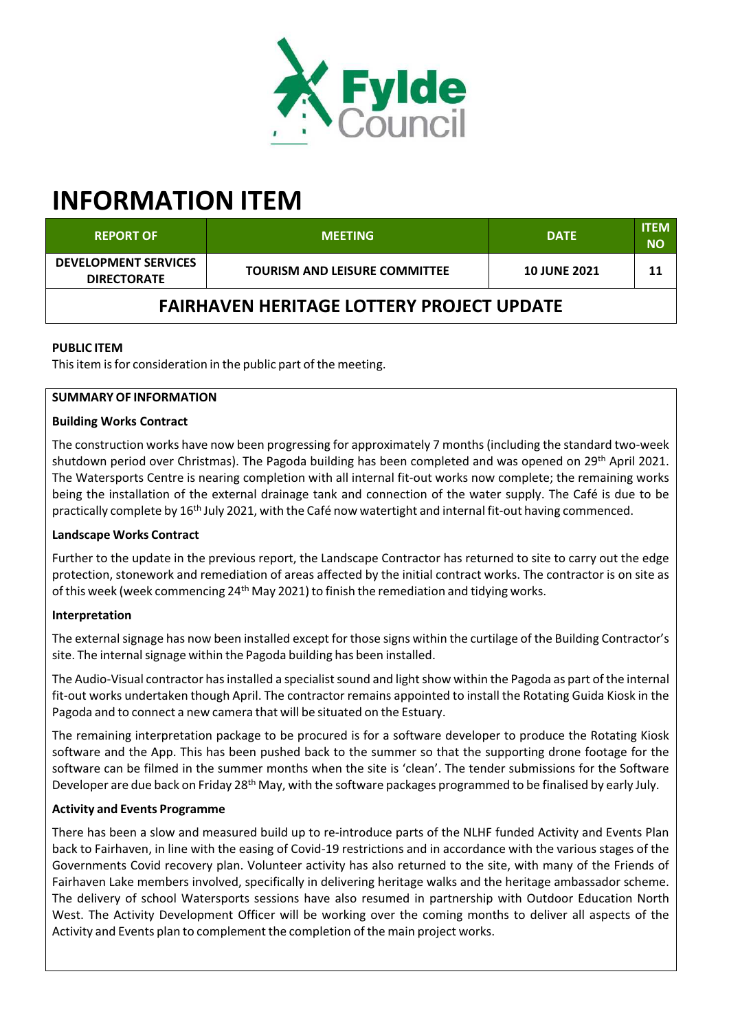# INFORMATION ITEM

| REPORT OF | MEETING | DATE | ITEM NO |
| --- | --- | --- | --- |
| DEVELOPMENT SERVICES DIRECTORATE | TOURISM AND LEISURE COMMITTEE | 10 JUNE 2021 | 11 |

## FAIRHAVEN HERITAGE LOTTERY PROJECT UPDATE

**PUBLIC ITEM**

This item is for consideration in the public part of the meeting.

**SUMMARY OF INFORMATION**

**Building Works Contract**

The construction works have now been progressing for approximately 7 months (including the standard two-week shutdown period over Christmas). The Pagoda building has been completed and was opened on 29th April 2021. The Watersports Centre is nearing completion with all internal fit-out works now complete; the remaining works being the installation of the external drainage tank and connection of the water supply. The Café is due to be practically complete by 16th July 2021, with the Café now watertight and internal fit-out having commenced.

**Landscape Works Contract**

Further to the update in the previous report, the Landscape Contractor has returned to site to carry out the edge protection, stonework and remediation of areas affected by the initial contract works. The contractor is on site as of this week (week commencing 24th May 2021) to finish the remediation and tidying works.

**Interpretation**

The external signage has now been installed except for those signs within the curtilage of the Building Contractor's site. The internal signage within the Pagoda building has been installed.

The Audio-Visual contractor has installed a specialist sound and light show within the Pagoda as part of the internal fit-out works undertaken though April. The contractor remains appointed to install the Rotating Guida Kiosk in the Pagoda and to connect a new camera that will be situated on the Estuary.

The remaining interpretation package to be procured is for a software developer to produce the Rotating Kiosk software and the App. This has been pushed back to the summer so that the supporting drone footage for the software can be filmed in the summer months when the site is 'clean'. The tender submissions for the Software Developer are due back on Friday 28th May, with the software packages programmed to be finalised by early July.

**Activity and Events Programme**

There has been a slow and measured build up to re-introduce parts of the NLHF funded Activity and Events Plan back to Fairhaven, in line with the easing of Covid-19 restrictions and in accordance with the various stages of the Governments Covid recovery plan. Volunteer activity has also returned to the site, with many of the Friends of Fairhaven Lake members involved, specifically in delivering heritage walks and the heritage ambassador scheme. The delivery of school Watersports sessions have also resumed in partnership with Outdoor Education North West. The Activity Development Officer will be working over the coming months to deliver all aspects of the Activity and Events plan to complement the completion of the main project works.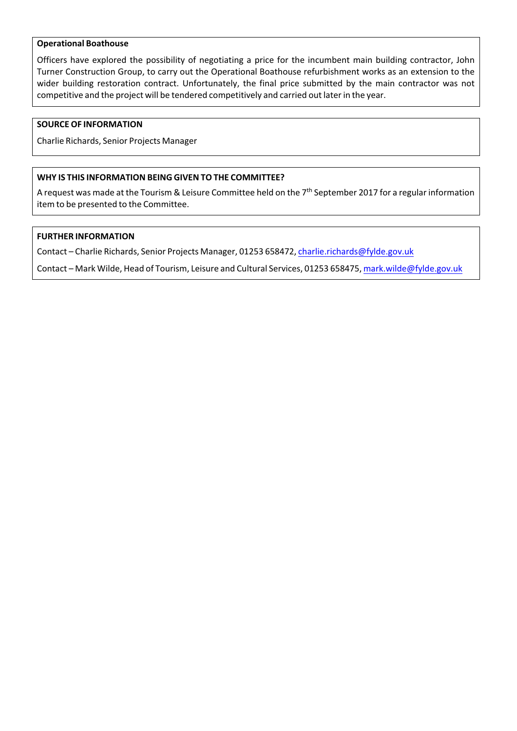**Operational Boathouse**

Officers have explored the possibility of negotiating a price for the incumbent main building contractor, John Turner Construction Group, to carry out the Operational Boathouse refurbishment works as an extension to the wider building restoration contract. Unfortunately, the final price submitted by the main contractor was not competitive and the project will be tendered competitively and carried out later in the year.

**SOURCE OF INFORMATION**

Charlie Richards, Senior Projects Manager

**WHY IS THIS INFORMATION BEING GIVEN TO THE COMMITTEE?**

A request was made at the Tourism & Leisure Committee held on the 7th September 2017 for a regular information item to be presented to the Committee.

**FURTHER INFORMATION**

Contact – Charlie Richards, Senior Projects Manager, 01253 658472, charlie.richards@fylde.gov.uk

Contact – Mark Wilde, Head of Tourism, Leisure and Cultural Services, 01253 658475, mark.wilde@fylde.gov.uk